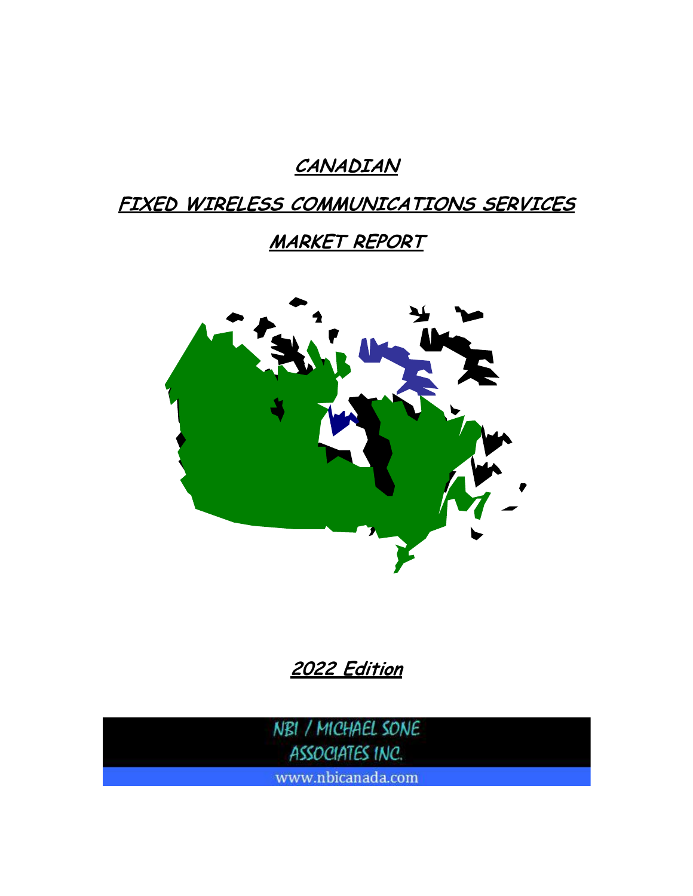# CANADIAN

# FIXED WIRELESS COMMUNICATIONS SERVICES

# MARKET REPORT

## 2022 Edition

NBI / MICHAEL SONE ASSOCIATES INC.

www.nbicanada.com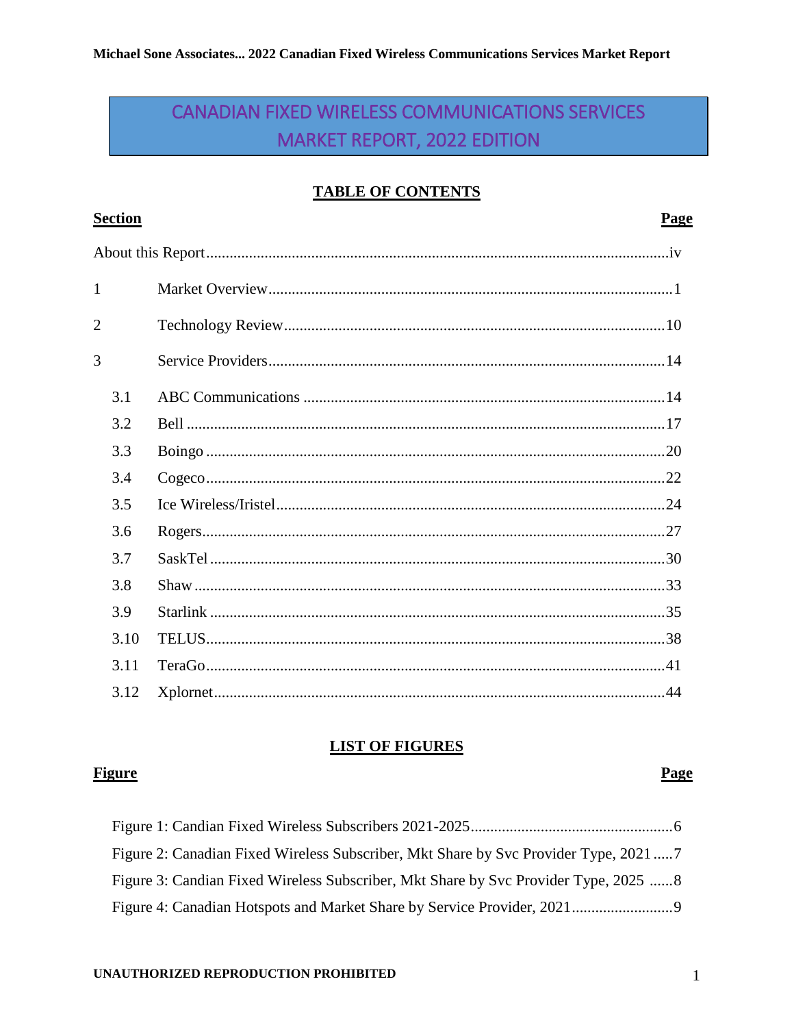# CANADIAN FIXED WIRELESS COMMUNICATIONS SERVICES MARKET REPORT, 2022 EDITION

## TABLE OF CONTENTS

| Section | | Page |
|---|---|---|
| About this Report | | iv |
| 1 | Market Overview | 1 |
| 2 | Technology Review | 10 |
| 3 | Service Providers | 14 |
| 3.1 | ABC Communications | 14 |
| 3.2 | Bell | 17 |
| 3.3 | Boingo | 20 |
| 3.4 | Cogeco | 22 |
| 3.5 | Ice Wireless/Iristel | 24 |
| 3.6 | Rogers | 27 |
| 3.7 | SaskTel | 30 |
| 3.8 | Shaw | 33 |
| 3.9 | Starlink | 35 |
| 3.10 | TELUS | 38 |
| 3.11 | TeraGo | 41 |
| 3.12 | Xplornet | 44 |

## LIST OF FIGURES

| Figure | Page |
|---|---|
| Figure 1: Candian Fixed Wireless Subscribers 2021-2025 | 6 |
| Figure 2: Canadian Fixed Wireless Subscriber, Mkt Share by Svc Provider Type, 2021 | 7 |
| Figure 3: Candian Fixed Wireless Subscriber, Mkt Share by Svc Provider Type, 2025 | 8 |
| Figure 4: Canadian Hotspots and Market Share by Service Provider, 2021 | 9 |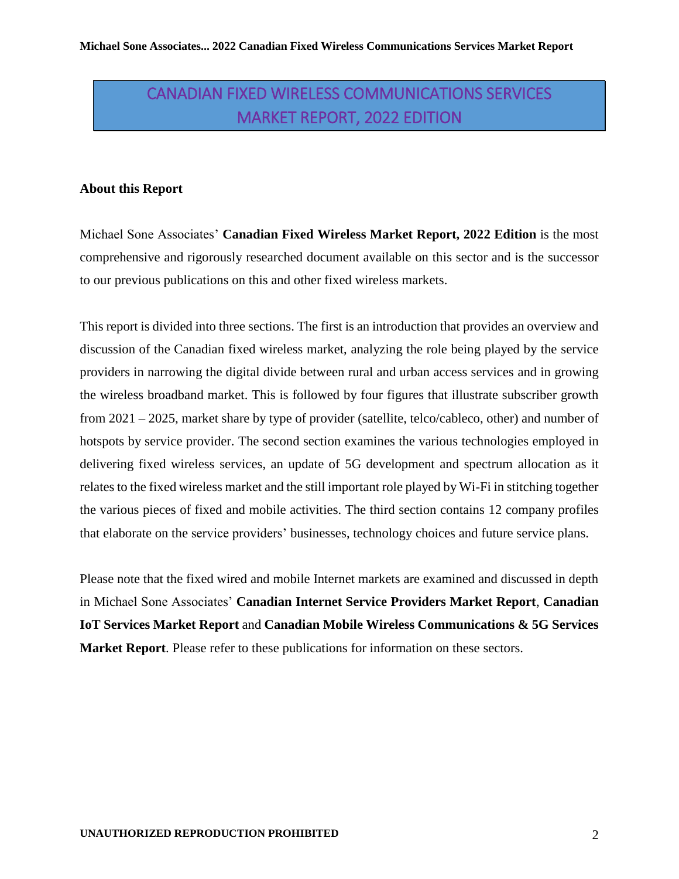# CANADIAN FIXED WIRELESS COMMUNICATIONS SERVICES MARKET REPORT, 2022 EDITION

**About this Report**

Michael Sone Associates' **Canadian Fixed Wireless Market Report, 2022 Edition** is the most comprehensive and rigorously researched document available on this sector and is the successor to our previous publications on this and other fixed wireless markets.

This report is divided into three sections. The first is an introduction that provides an overview and discussion of the Canadian fixed wireless market, analyzing the role being played by the service providers in narrowing the digital divide between rural and urban access services and in growing the wireless broadband market. This is followed by four figures that illustrate subscriber growth from 2021 – 2025, market share by type of provider (satellite, telco/cableco, other) and number of hotspots by service provider. The second section examines the various technologies employed in delivering fixed wireless services, an update of 5G development and spectrum allocation as it relates to the fixed wireless market and the still important role played by Wi-Fi in stitching together the various pieces of fixed and mobile activities. The third section contains 12 company profiles that elaborate on the service providers' businesses, technology choices and future service plans.

Please note that the fixed wired and mobile Internet markets are examined and discussed in depth in Michael Sone Associates' **Canadian Internet Service Providers Market Report**, **Canadian IoT Services Market Report** and **Canadian Mobile Wireless Communications & 5G Services Market Report**. Please refer to these publications for information on these sectors.